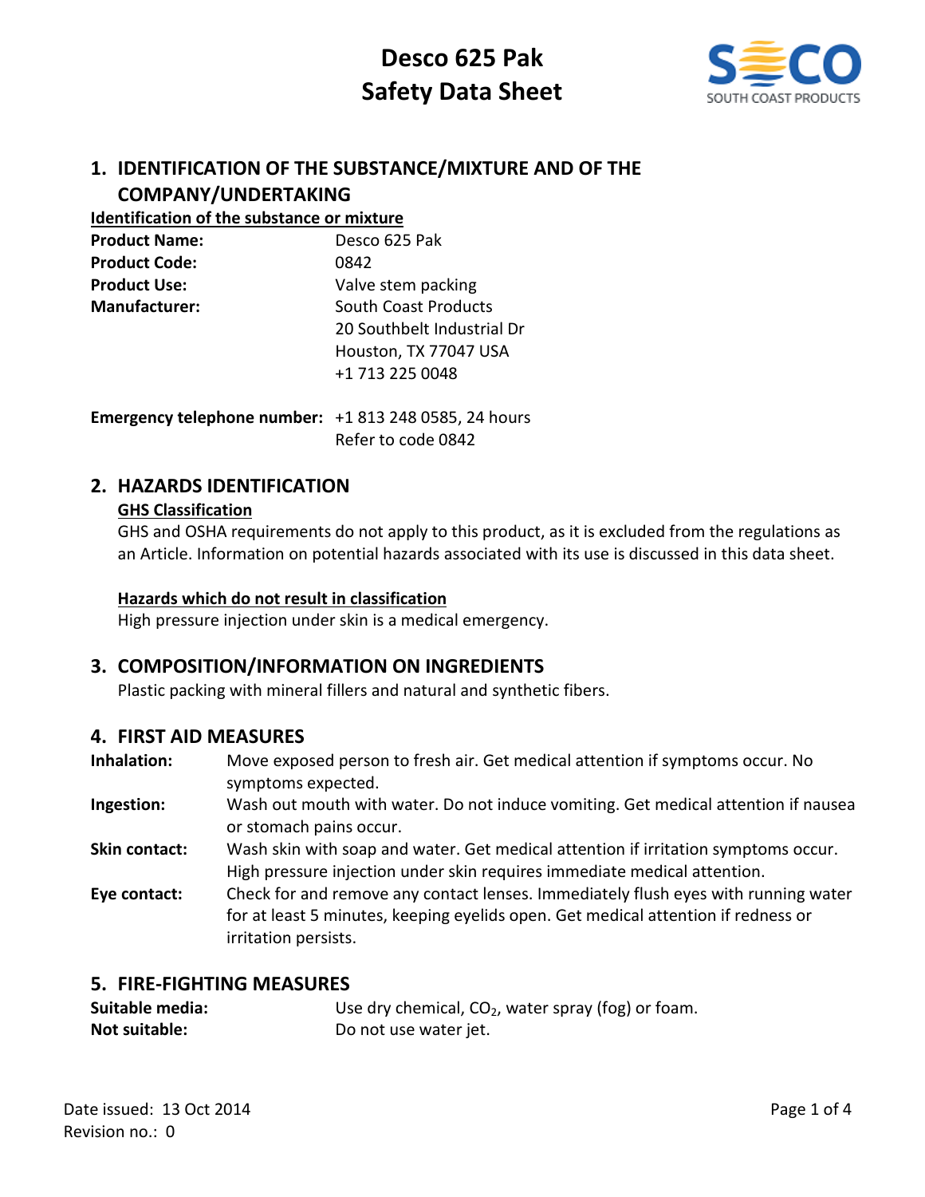# Desco 625 Pak
# Safety Data Sheet

SOUTH COAST PRODUCTS

## 1. IDENTIFICATION OF THE SUBSTANCE/MIXTURE AND OF THE COMPANY/UNDERTAKING

**Identification of the substance or mixture**

**Product Name:** Desco 625 Pak

**Product Code:** 0842

**Product Use:** Valve stem packing

**Manufacturer:** South Coast Products
20 Southbelt Industrial Dr
Houston, TX 77047 USA
+1 713 225 0048

**Emergency telephone number:** +1 813 248 0585, 24 hours
Refer to code 0842

## 2. HAZARDS IDENTIFICATION

**GHS Classification**

GHS and OSHA requirements do not apply to this product, as it is excluded from the regulations as an Article. Information on potential hazards associated with its use is discussed in this data sheet.

**Hazards which do not result in classification**

High pressure injection under skin is a medical emergency.

## 3. COMPOSITION/INFORMATION ON INGREDIENTS

Plastic packing with mineral fillers and natural and synthetic fibers.

## 4. FIRST AID MEASURES

**Inhalation:** Move exposed person to fresh air. Get medical attention if symptoms occur. No symptoms expected.

**Ingestion:** Wash out mouth with water. Do not induce vomiting. Get medical attention if nausea or stomach pains occur.

**Skin contact:** Wash skin with soap and water. Get medical attention if irritation symptoms occur. High pressure injection under skin requires immediate medical attention.

**Eye contact:** Check for and remove any contact lenses. Immediately flush eyes with running water for at least 5 minutes, keeping eyelids open. Get medical attention if redness or irritation persists.

## 5. FIRE-FIGHTING MEASURES

**Suitable media:** Use dry chemical, $CO_2$, water spray (fog) or foam.

**Not suitable:** Do not use water jet.

Date issued: 13 Oct 2014
Revision no.: 0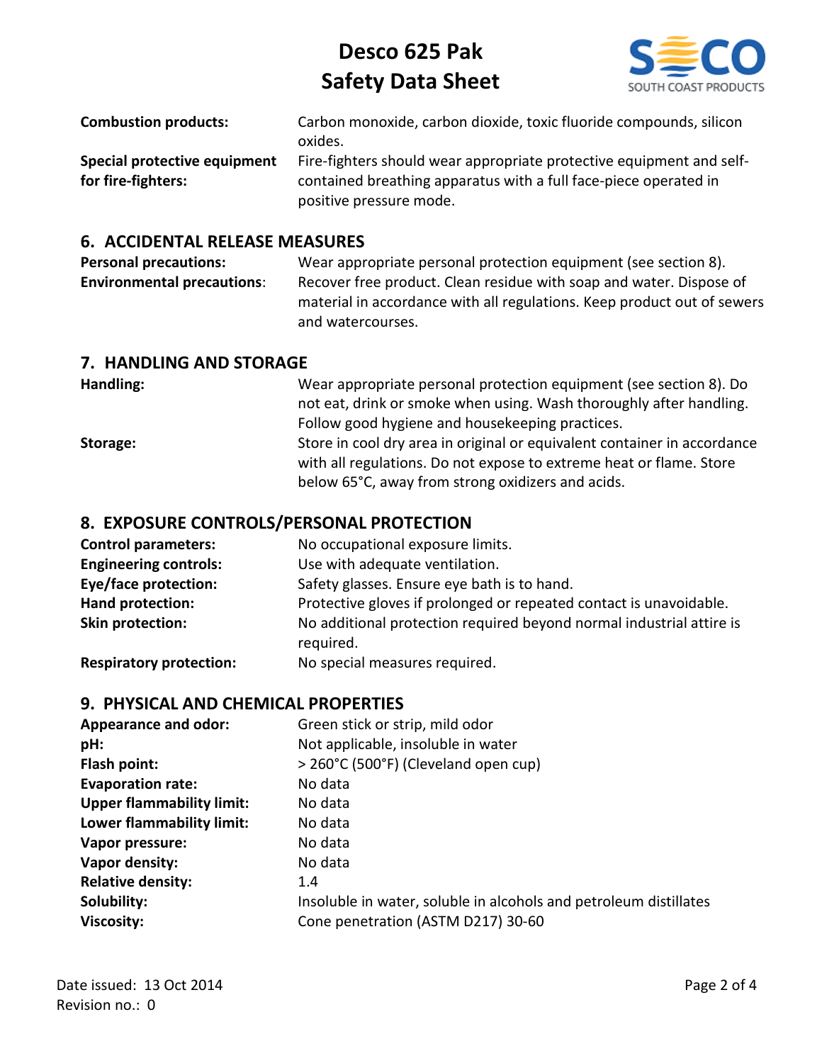| | |
|---|---|
| **Combustion products:** | Carbon monoxide, carbon dioxide, toxic fluoride compounds, silicon oxides. |
| **Special protective equipment for fire-fighters:** | Fire-fighters should wear appropriate protective equipment and self-contained breathing apparatus with a full face-piece operated in positive pressure mode. |

## 6. ACCIDENTAL RELEASE MEASURES

| | |
|---|---|
| **Personal precautions:** | Wear appropriate personal protection equipment (see section 8). |
| **Environmental precautions**: | Recover free product. Clean residue with soap and water. Dispose of material in accordance with all regulations. Keep product out of sewers and watercourses. |

## 7. HANDLING AND STORAGE

| | |
|---|---|
| **Handling:** | Wear appropriate personal protection equipment (see section 8). Do not eat, drink or smoke when using. Wash thoroughly after handling. Follow good hygiene and housekeeping practices. |
| **Storage:** | Store in cool dry area in original or equivalent container in accordance with all regulations. Do not expose to extreme heat or flame. Store below 65°C, away from strong oxidizers and acids. |

## 8. EXPOSURE CONTROLS/PERSONAL PROTECTION

| | |
|---|---|
| **Control parameters:** | No occupational exposure limits. |
| **Engineering controls:** | Use with adequate ventilation. |
| **Eye/face protection:** | Safety glasses. Ensure eye bath is to hand. |
| **Hand protection:** | Protective gloves if prolonged or repeated contact is unavoidable. |
| **Skin protection:** | No additional protection required beyond normal industrial attire is required. |
| **Respiratory protection:** | No special measures required. |

## 9. PHYSICAL AND CHEMICAL PROPERTIES

| | |
|---|---|
| **Appearance and odor:** | Green stick or strip, mild odor |
| **pH:** | Not applicable, insoluble in water |
| **Flash point:** | > 260°C (500°F) (Cleveland open cup) |
| **Evaporation rate:** | No data |
| **Upper flammability limit:** | No data |
| **Lower flammability limit:** | No data |
| **Vapor pressure:** | No data |
| **Vapor density:** | No data |
| **Relative density:** | 1.4 |
| **Solubility:** | Insoluble in water, soluble in alcohols and petroleum distillates |
| **Viscosity:** | Cone penetration (ASTM D217) 30-60 |

Date issued: 13 Oct 2014
Revision no.: 0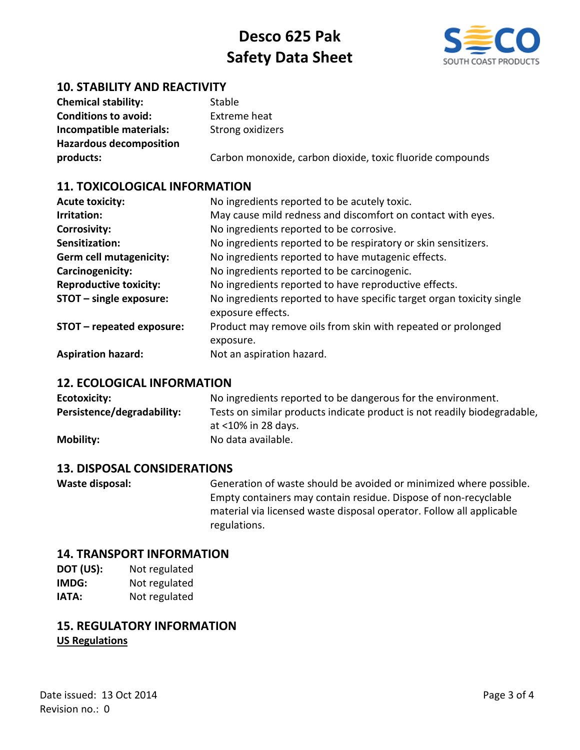## 10. STABILITY AND REACTIVITY

| | |
|---|---|
| **Chemical stability:** | Stable |
| **Conditions to avoid:** | Extreme heat |
| **Incompatible materials:** | Strong oxidizers |
| **Hazardous decomposition products:** | Carbon monoxide, carbon dioxide, toxic fluoride compounds |

## 11. TOXICOLOGICAL INFORMATION

| | |
|---|---|
| **Acute toxicity:** | No ingredients reported to be acutely toxic. |
| **Irritation:** | May cause mild redness and discomfort on contact with eyes. |
| **Corrosivity:** | No ingredients reported to be corrosive. |
| **Sensitization:** | No ingredients reported to be respiratory or skin sensitizers. |
| **Germ cell mutagenicity:** | No ingredients reported to have mutagenic effects. |
| **Carcinogenicity:** | No ingredients reported to be carcinogenic. |
| **Reproductive toxicity:** | No ingredients reported to have reproductive effects. |
| **STOT – single exposure:** | No ingredients reported to have specific target organ toxicity single exposure effects. |
| **STOT – repeated exposure:** | Product may remove oils from skin with repeated or prolonged exposure. |
| **Aspiration hazard:** | Not an aspiration hazard. |

## 12. ECOLOGICAL INFORMATION

| | |
|---|---|
| **Ecotoxicity:** | No ingredients reported to be dangerous for the environment. |
| **Persistence/degradability:** | Tests on similar products indicate product is not readily biodegradable, at <10% in 28 days. |
| **Mobility:** | No data available. |

## 13. DISPOSAL CONSIDERATIONS

| | |
|---|---|
| **Waste disposal:** | Generation of waste should be avoided or minimized where possible. Empty containers may contain residue. Dispose of non-recyclable material via licensed waste disposal operator. Follow all applicable regulations. |

## 14. TRANSPORT INFORMATION

| | |
|---|---|
| **DOT (US):** | Not regulated |
| **IMDG:** | Not regulated |
| **IATA:** | Not regulated |

## 15. REGULATORY INFORMATION

**US Regulations**

Date issued: 13 Oct 2014
Revision no.: 0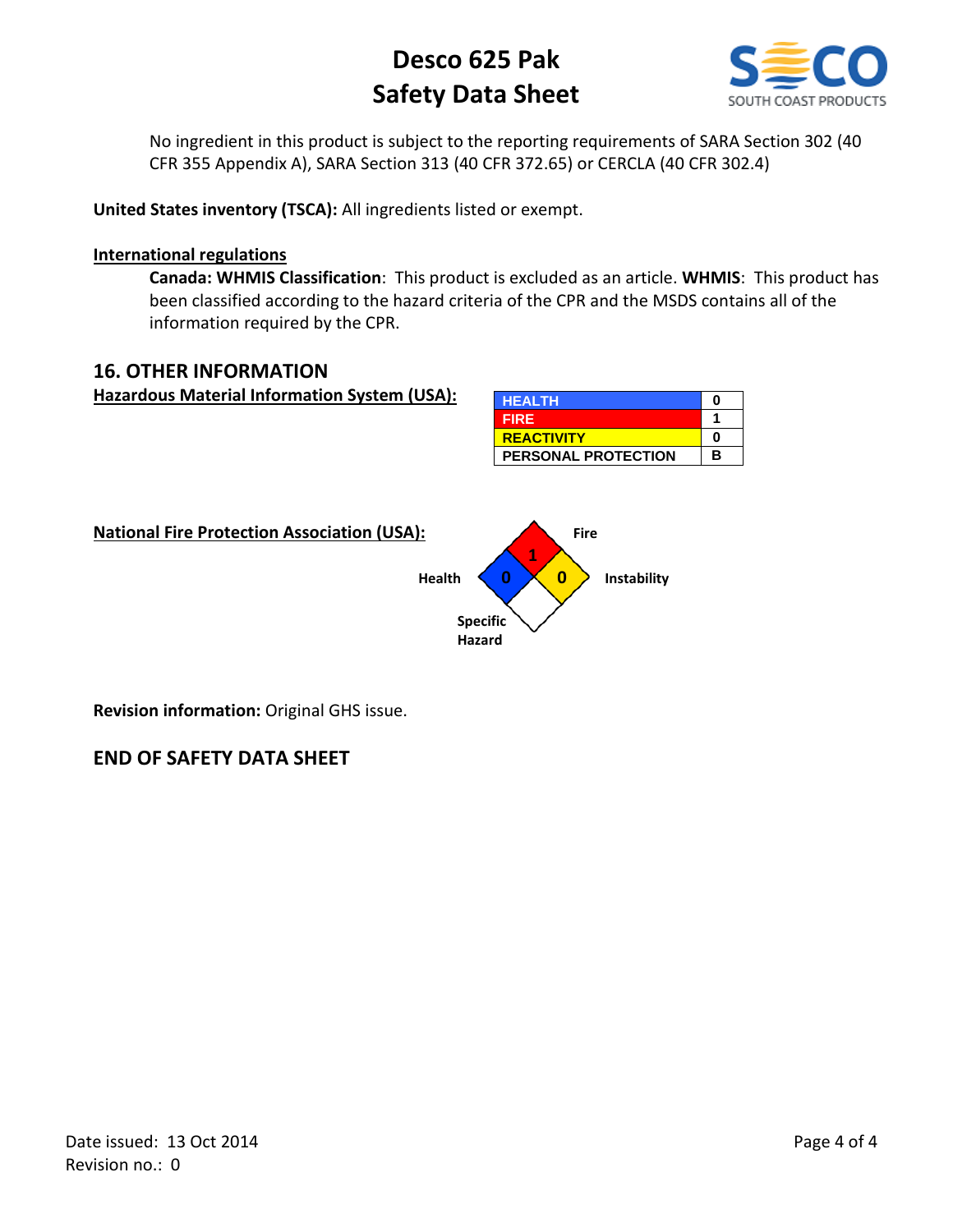No ingredient in this product is subject to the reporting requirements of SARA Section 302 (40 CFR 355 Appendix A), SARA Section 313 (40 CFR 372.65) or CERCLA (40 CFR 302.4)

**United States inventory (TSCA):** All ingredients listed or exempt.

**International regulations**

**Canada: WHMIS Classification**: This product is excluded as an article. **WHMIS**: This product has been classified according to the hazard criteria of the CPR and the MSDS contains all of the information required by the CPR.

## 16. OTHER INFORMATION

**Hazardous Material Information System (USA):**

| | |
|---|---|
| HEALTH | 0 |
| FIRE | 1 |
| REACTIVITY | 0 |
| PERSONAL PROTECTION | B |

**National Fire Protection Association (USA):**

Fire
1
Health
0
0
Instability
Specific Hazard

**Revision information:** Original GHS issue.

## END OF SAFETY DATA SHEET

Date issued: 13 Oct 2014
Revision no.: 0